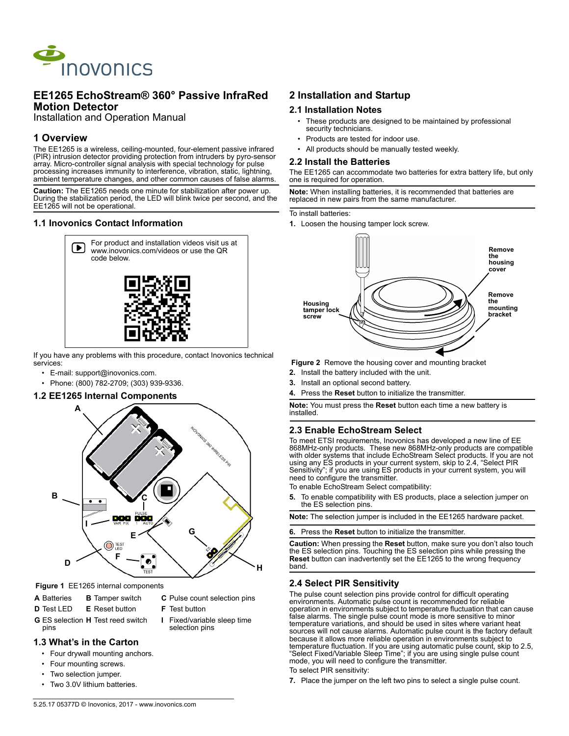# EE1265 EchoStream® 360° Passive InfraRed Motion Detector

Installation and Operation Manual

## 1 Overview

The EE1265 is a wireless, ceiling-mounted, four-element passive infrared (PIR) intrusion detector providing protection from intruders by pyro-sensor array. Micro-controller signal analysis with special technology for pulse processing increases immunity to interference, vibration, static, lightning, ambient temperature changes, and other common causes of false alarms.

**Caution:** The EE1265 needs one minute for stabilization after power up. During the stabilization period, the LED will blink twice per second, and the EE1265 will not be operational.

### 1.1 Inovonics Contact Information

For product and installation videos visit us at www.inovonics.com/videos or use the QR code below.

If you have any problems with this procedure, contact Inovonics technical services:

- E-mail: support@inovonics.com.
- Phone: (800) 782-2709; (303) 939-9336.

### 1.2 EE1265 Internal Components

Figure 1 EE1265 internal components

| | | |
|---|---|---|
| **A** Batteries | **B** Tamper switch | **C** Pulse count selection pins |
| **D** Test LED | **E** Reset button | **F** Test button |
| **G** ES selection pins | **H** Test reed switch | **I** Fixed/variable sleep time selection pins |

### 1.3 What's in the Carton

- Four drywall mounting anchors.
- Four mounting screws.
- Two selection jumper.
- Two 3.0V lithium batteries.

## 2 Installation and Startup

### 2.1 Installation Notes

- These products are designed to be maintained by professional security technicians.
- Products are tested for indoor use.
- All products should be manually tested weekly.

### 2.2 Install the Batteries

The EE1265 can accommodate two batteries for extra battery life, but only one is required for operation.

**Note:** When installing batteries, it is recommended that batteries are replaced in new pairs from the same manufacturer.

To install batteries:

1. Loosen the housing tamper lock screw.

Remove the housing cover

Remove the mounting bracket

Housing tamper lock screw

**Figure 2** Remove the housing cover and mounting bracket

2. Install the battery included with the unit.
3. Install an optional second battery.
4. Press the **Reset** button to initialize the transmitter.

**Note:** You must press the **Reset** button each time a new battery is installed.

### 2.3 Enable EchoStream Select

To meet ETSI requirements, Inovonics has developed a new line of EE 868MHz-only products. These new 868MHz-only products are compatible with older systems that include EchoStream Select products. If you are not using any ES products in your current system, skip to 2.4, "Select PIR Sensitivity"; if you are using ES products in your current system, you will need to configure the transmitter.

To enable EchoStream Select compatibility:

5. To enable compatibility with ES products, place a selection jumper on the ES selection pins.

**Note:** The selection jumper is included in the EE1265 hardware packet.

6. Press the **Reset** button to initialize the transmitter.

**Caution:** When pressing the **Reset** button, make sure you don't also touch the ES selection pins. Touching the ES selection pins while pressing the **Reset** button can inadvertently set the EE1265 to the wrong frequency band.

### 2.4 Select PIR Sensitivity

The pulse count selection pins provide control for difficult operating environments. Automatic pulse count is recommended for reliable operation in environments subject to temperature fluctuation that can cause false alarms. The single pulse count mode is more sensitive to minor temperature variations, and should be used in sites where variant heat sources will not cause alarms. Automatic pulse count is the factory default because it allows more reliable operation in environments subject to temperature fluctuation. If you are using automatic pulse count, skip to 2.5, "Select Fixed/Variable Sleep Time"; if you are using single pulse count mode, you will need to configure the transmitter.

To select PIR sensitivity:

7. Place the jumper on the left two pins to select a single pulse count.

5.25.17 05377D © Inovonics, 2017 - www.inovonics.com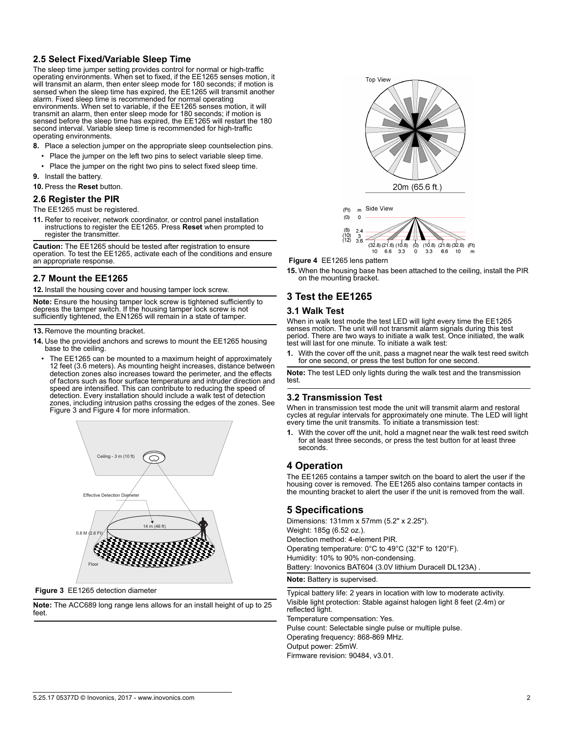## 2.5 Select Fixed/Variable Sleep Time

The sleep time jumper setting provides control for normal or high-traffic operating environments. When set to fixed, if the EE1265 senses motion, it will transmit an alarm, then enter sleep mode for 180 seconds; if motion is sensed when the sleep time has expired, the EE1265 will transmit another alarm. Fixed sleep time is recommended for normal operating environments. When set to variable, if the EE1265 senses motion, it will transmit an alarm, then enter sleep mode for 180 seconds; if motion is sensed before the sleep time has expired, the EE1265 will restart the 180 second interval. Variable sleep time is recommended for high-traffic operating environments.

**8.** Place a selection jumper on the appropriate sleep countselection pins.
- Place the jumper on the left two pins to select variable sleep time.
- Place the jumper on the right two pins to select fixed sleep time.

**9.** Install the battery.

**10.** Press the **Reset** button.

## 2.6 Register the PIR

The EE1265 must be registered.

**11.** Refer to receiver, network coordinator, or control panel installation instructions to register the EE1265. Press **Reset** when prompted to register the transmitter.

**Caution:** The EE1265 should be tested after registration to ensure operation. To test the EE1265, activate each of the conditions and ensure an appropriate response.

## 2.7 Mount the EE1265

**12.** Install the housing cover and housing tamper lock screw.

**Note:** Ensure the housing tamper lock screw is tightened sufficiently to depress the tamper switch. If the housing tamper lock screw is not sufficiently tightened, the EN1265 will remain in a state of tamper.

**13.** Remove the mounting bracket.

**14.** Use the provided anchors and screws to mount the EE1265 housing base to the ceiling.
- The EE1265 can be mounted to a maximum height of approximately 12 feet (3.6 meters). As mounting height increases, distance between detection zones also increases toward the perimeter, and the effects of factors such as floor surface temperature and intruder direction and speed are intensified. This can contribute to reducing the speed of detection. Every installation should include a walk test of detection zones, including intrusion paths crossing the edges of the zones. See Figure 3 and Figure 4 for more information.

Ceiling - 3 m (10 ft)
Effective Detection Diameter
14 m (46 ft)
0.8 M (2.6 Ft)
Floor

**Figure 3** EE1265 detection diameter

**Note:** The ACC689 long range lens allows for an install height of up to 25 feet.

Top View
20m (65.6 ft.)

Side View
(Ft) m
(0) 0
(8) 2.4
(10) 3
(12) 3.6
(32.8) (21.6) (10.8) (0) (10.8) (21.6) (32.8) (Ft)
10 6.6 3.3 0 3.3 6.6 10 m

**Figure 4** EE1265 lens pattern

**15.** When the housing base has been attached to the ceiling, install the PIR on the mounting bracket.

# 3 Test the EE1265

## 3.1 Walk Test

When in walk test mode the test LED will light every time the EE1265 senses motion. The unit will not transmit alarm signals during this test period. There are two ways to initiate a walk test. Once initiated, the walk test will last for one minute. To initiate a walk test:

**1.** With the cover off the unit, pass a magnet near the walk test reed switch for one second, or press the test button for one second.

**Note:** The test LED only lights during the walk test and the transmission test.

## 3.2 Transmission Test

When in transmission test mode the unit will transmit alarm and restoral cycles at regular intervals for approximately one minute. The LED will light every time the unit transmits. To initiate a transmission test:

**1.** With the cover off the unit, hold a magnet near the walk test reed switch for at least three seconds, or press the test button for at least three seconds.

# 4 Operation

The EE1265 contains a tamper switch on the board to alert the user if the housing cover is removed. The EE1265 also contains tamper contacts in the mounting bracket to alert the user if the unit is removed from the wall.

# 5 Specifications

Dimensions: 131mm x 57mm (5.2" x 2.25").

Weight: 185g (6.52 oz.).

Detection method: 4-element PIR.

Operating temperature: 0°C to 49°C (32°F to 120°F).

Humidity: 10% to 90% non-condensing.

Battery: Inovonics BAT604 (3.0V lithium Duracell DL123A) .

**Note:** Battery is supervised.

Typical battery life: 2 years in location with low to moderate activity.

Visible light protection: Stable against halogen light 8 feet (2.4m) or reflected light.

Temperature compensation: Yes.

Pulse count: Selectable single pulse or multiple pulse.

Operating frequency: 868-869 MHz.

Output power: 25mW.

Firmware revision: 90484, v3.01.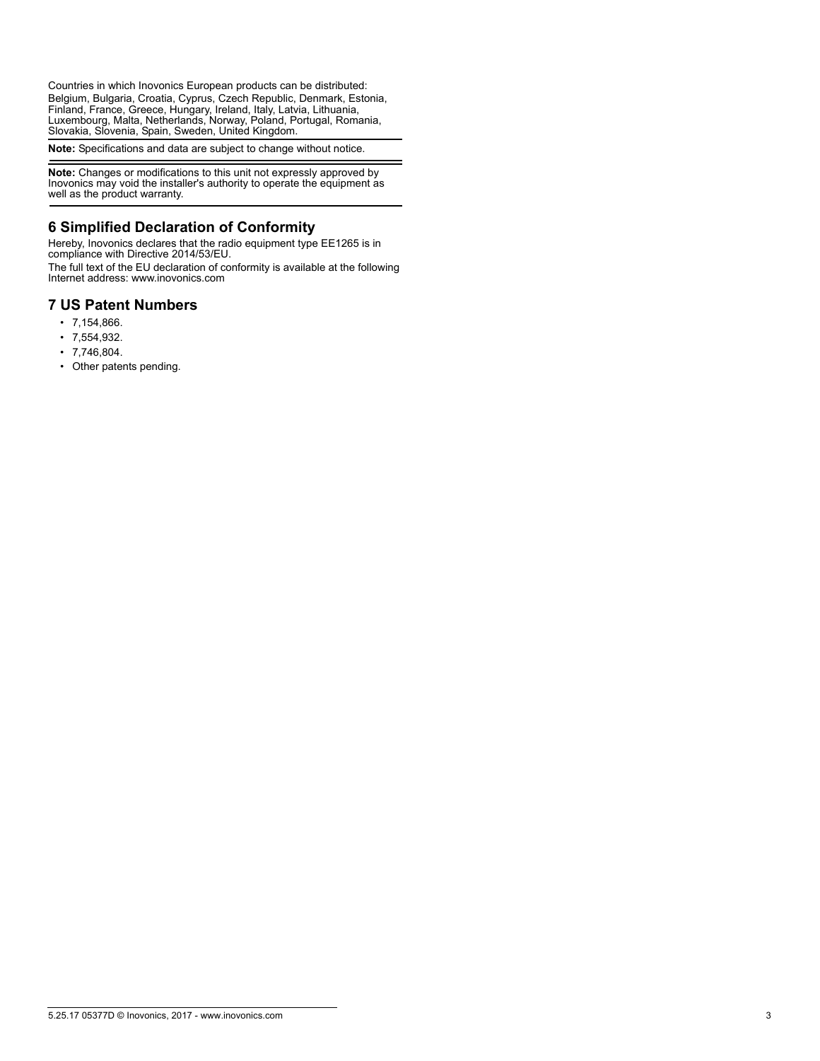Countries in which Inovonics European products can be distributed: Belgium, Bulgaria, Croatia, Cyprus, Czech Republic, Denmark, Estonia, Finland, France, Greece, Hungary, Ireland, Italy, Latvia, Lithuania, Luxembourg, Malta, Netherlands, Norway, Poland, Portugal, Romania, Slovakia, Slovenia, Spain, Sweden, United Kingdom.

**Note:** Specifications and data are subject to change without notice.

**Note:** Changes or modifications to this unit not expressly approved by Inovonics may void the installer's authority to operate the equipment as well as the product warranty.

## 6 Simplified Declaration of Conformity

Hereby, Inovonics declares that the radio equipment type EE1265 is in compliance with Directive 2014/53/EU.

The full text of the EU declaration of conformity is available at the following Internet address: www.inovonics.com

## 7 US Patent Numbers

- 7,154,866.
- 7,554,932.
- 7,746,804.
- Other patents pending.

5.25.17 05377D © Inovonics, 2017 - www.inovonics.com